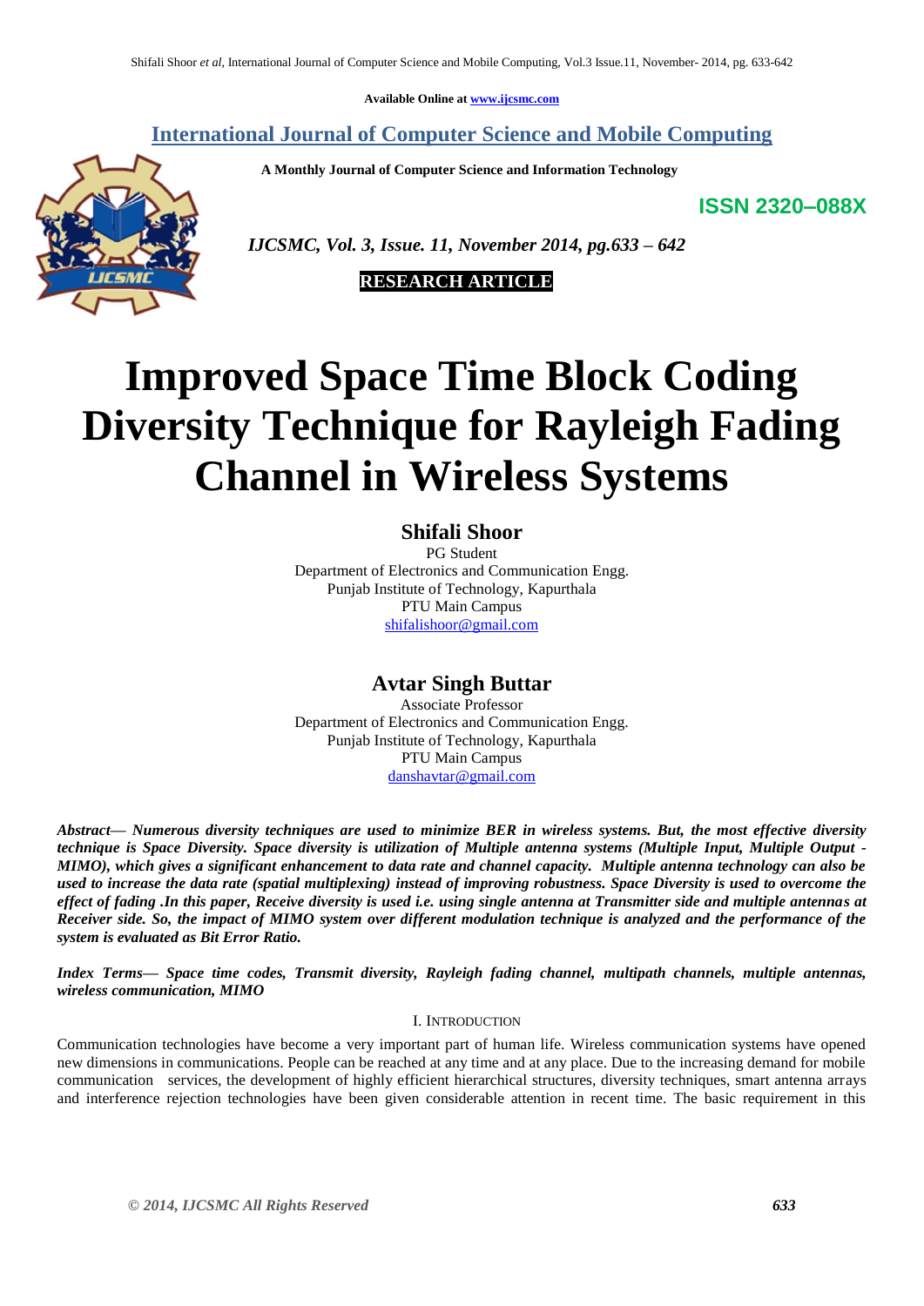Available Online at www.ijcsmc.com

## International Journal of Computer Science and Mobile Computing

**A Monthly Journal of Computer Science and Information Technology**

**ISSN 2320–088X**

*IJCSMC, Vol. 3, Issue. 11, November 2014, pg.633 – 642*

**RESEARCH ARTICLE**

# Improved Space Time Block Coding Diversity Technique for Rayleigh Fading Channel in Wireless Systems

**Shifali Shoor**
PG Student
Department of Electronics and Communication Engg.
Punjab Institute of Technology, Kapurthala
PTU Main Campus
shifalishoor@gmail.com

**Avtar Singh Buttar**
Associate Professor
Department of Electronics and Communication Engg.
Punjab Institute of Technology, Kapurthala
PTU Main Campus
danshavtar@gmail.com

***Abstract— Numerous diversity techniques are used to minimize BER in wireless systems. But, the most effective diversity technique is Space Diversity. Space diversity is utilization of Multiple antenna systems (Multiple Input, Multiple Output - MIMO), which gives a significant enhancement to data rate and channel capacity. Multiple antenna technology can also be used to increase the data rate (spatial multiplexing) instead of improving robustness. Space Diversity is used to overcome the effect of fading .In this paper, Receive diversity is used i.e. using single antenna at Transmitter side and multiple antennas at Receiver side. So, the impact of MIMO system over different modulation technique is analyzed and the performance of the system is evaluated as Bit Error Ratio.***

***Index Terms— Space time codes, Transmit diversity, Rayleigh fading channel, multipath channels, multiple antennas, wireless communication, MIMO***

## I. Introduction

Communication technologies have become a very important part of human life. Wireless communication systems have opened new dimensions in communications. People can be reached at any time and at any place. Due to the increasing demand for mobile communication services, the development of highly efficient hierarchical structures, diversity techniques, smart antenna arrays and interference rejection technologies have been given considerable attention in recent time. The basic requirement in this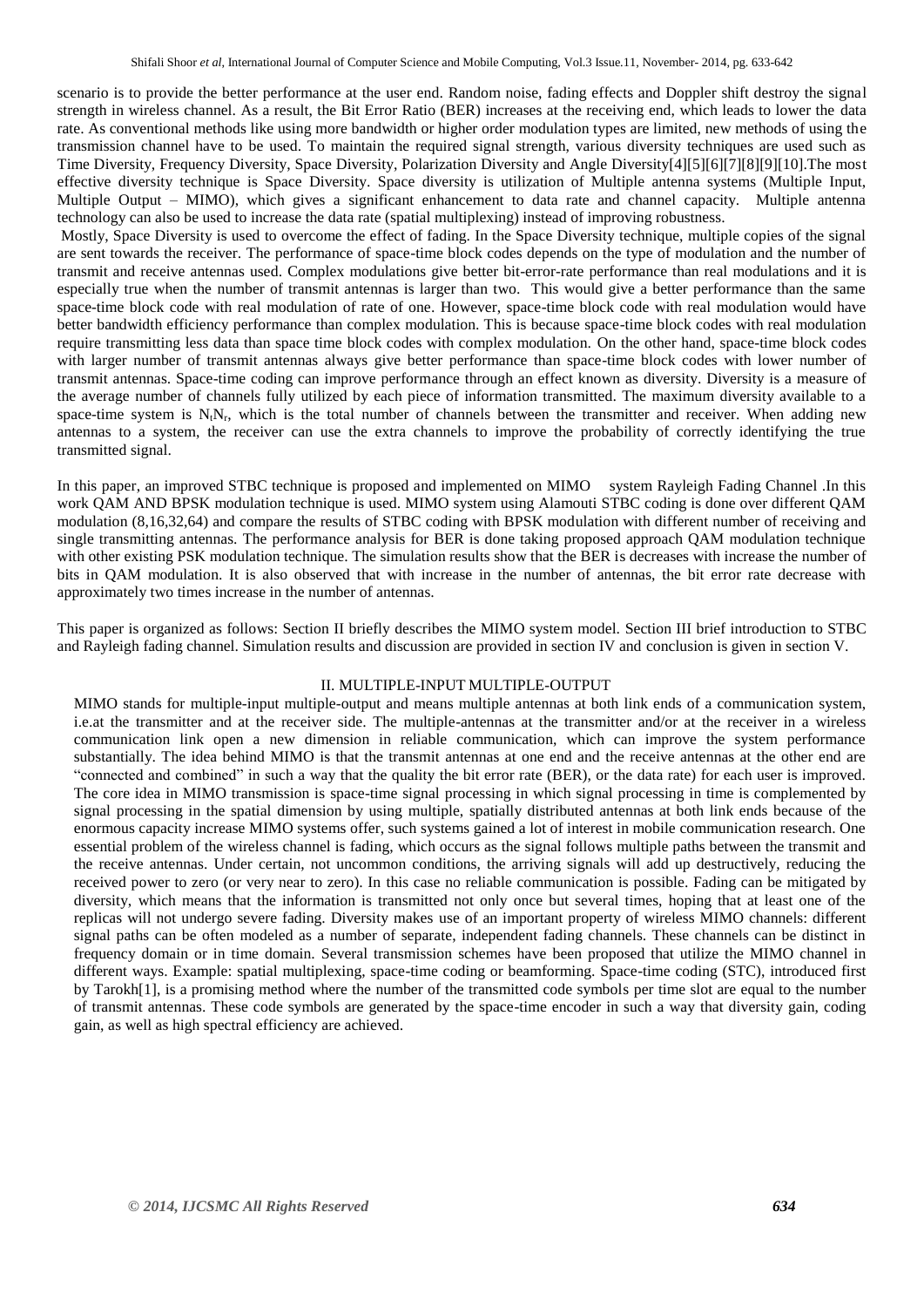scenario is to provide the better performance at the user end. Random noise, fading effects and Doppler shift destroy the signal strength in wireless channel. As a result, the Bit Error Ratio (BER) increases at the receiving end, which leads to lower the data rate. As conventional methods like using more bandwidth or higher order modulation types are limited, new methods of using the transmission channel have to be used. To maintain the required signal strength, various diversity techniques are used such as Time Diversity, Frequency Diversity, Space Diversity, Polarization Diversity and Angle Diversity[4][5][6][7][8][9][10].The most effective diversity technique is Space Diversity. Space diversity is utilization of Multiple antenna systems (Multiple Input, Multiple Output – MIMO), which gives a significant enhancement to data rate and channel capacity. Multiple antenna technology can also be used to increase the data rate (spatial multiplexing) instead of improving robustness.

Mostly, Space Diversity is used to overcome the effect of fading. In the Space Diversity technique, multiple copies of the signal are sent towards the receiver. The performance of space-time block codes depends on the type of modulation and the number of transmit and receive antennas used. Complex modulations give better bit-error-rate performance than real modulations and it is especially true when the number of transmit antennas is larger than two. This would give a better performance than the same space-time block code with real modulation of rate of one. However, space-time block code with real modulation would have better bandwidth efficiency performance than complex modulation. This is because space-time block codes with real modulation require transmitting less data than space time block codes with complex modulation. On the other hand, space-time block codes with larger number of transmit antennas always give better performance than space-time block codes with lower number of transmit antennas. Space-time coding can improve performance through an effect known as diversity. Diversity is a measure of the average number of channels fully utilized by each piece of information transmitted. The maximum diversity available to a space-time system is $N_tN_r$, which is the total number of channels between the transmitter and receiver. When adding new antennas to a system, the receiver can use the extra channels to improve the probability of correctly identifying the true transmitted signal.

In this paper, an improved STBC technique is proposed and implemented on MIMO system Rayleigh Fading Channel .In this work QAM AND BPSK modulation technique is used. MIMO system using Alamouti STBC coding is done over different QAM modulation (8,16,32,64) and compare the results of STBC coding with BPSK modulation with different number of receiving and single transmitting antennas. The performance analysis for BER is done taking proposed approach QAM modulation technique with other existing PSK modulation technique. The simulation results show that the BER is decreases with increase the number of bits in QAM modulation. It is also observed that with increase in the number of antennas, the bit error rate decrease with approximately two times increase in the number of antennas.

This paper is organized as follows: Section II briefly describes the MIMO system model. Section III brief introduction to STBC and Rayleigh fading channel. Simulation results and discussion are provided in section IV and conclusion is given in section V.

## II. MULTIPLE-INPUT MULTIPLE-OUTPUT

MIMO stands for multiple-input multiple-output and means multiple antennas at both link ends of a communication system, i.e.at the transmitter and at the receiver side. The multiple-antennas at the transmitter and/or at the receiver in a wireless communication link open a new dimension in reliable communication, which can improve the system performance substantially. The idea behind MIMO is that the transmit antennas at one end and the receive antennas at the other end are "connected and combined" in such a way that the quality the bit error rate (BER), or the data rate) for each user is improved. The core idea in MIMO transmission is space-time signal processing in which signal processing in time is complemented by signal processing in the spatial dimension by using multiple, spatially distributed antennas at both link ends because of the enormous capacity increase MIMO systems offer, such systems gained a lot of interest in mobile communication research. One essential problem of the wireless channel is fading, which occurs as the signal follows multiple paths between the transmit and the receive antennas. Under certain, not uncommon conditions, the arriving signals will add up destructively, reducing the received power to zero (or very near to zero). In this case no reliable communication is possible. Fading can be mitigated by diversity, which means that the information is transmitted not only once but several times, hoping that at least one of the replicas will not undergo severe fading. Diversity makes use of an important property of wireless MIMO channels: different signal paths can be often modeled as a number of separate, independent fading channels. These channels can be distinct in frequency domain or in time domain. Several transmission schemes have been proposed that utilize the MIMO channel in different ways. Example: spatial multiplexing, space-time coding or beamforming. Space-time coding (STC), introduced first by Tarokh[1], is a promising method where the number of the transmitted code symbols per time slot are equal to the number of transmit antennas. These code symbols are generated by the space-time encoder in such a way that diversity gain, coding gain, as well as high spectral efficiency are achieved.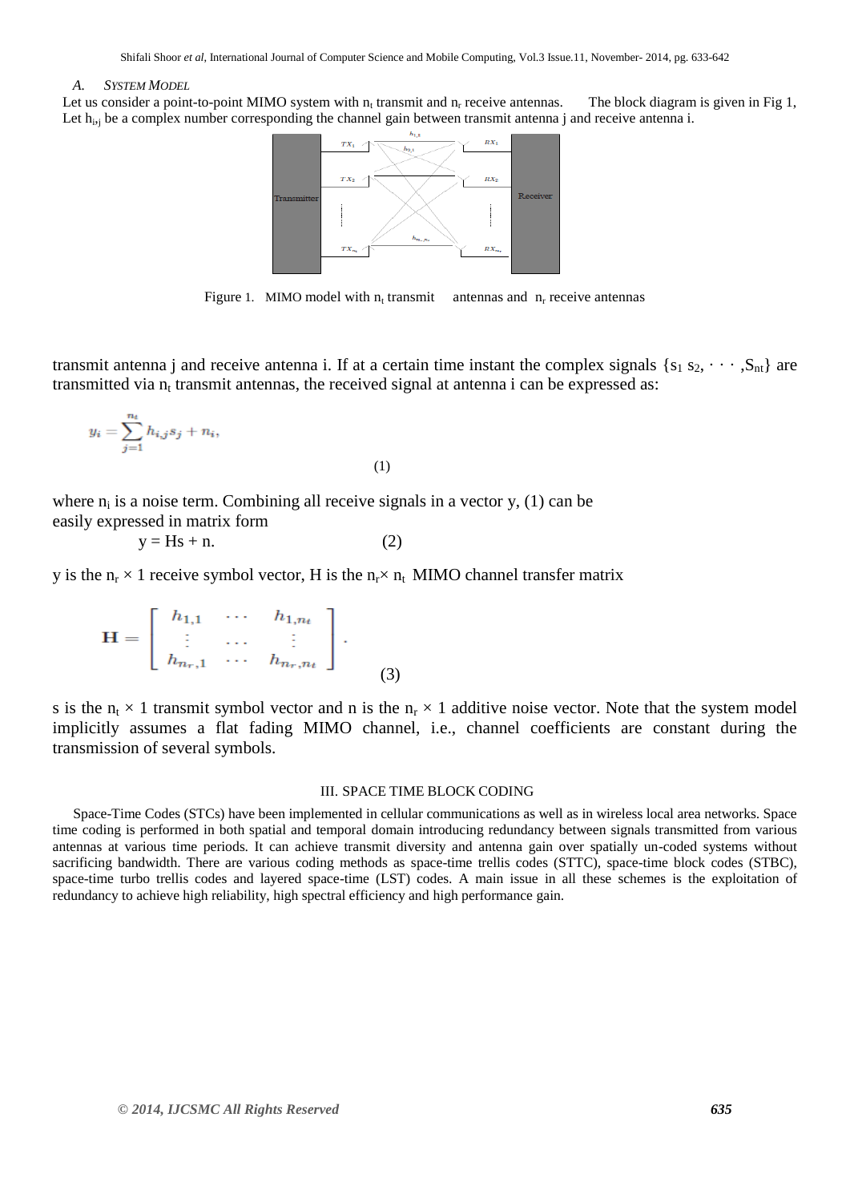### A. SYSTEM MODEL

Let us consider a point-to-point MIMO system with $n_t$ transmit and $n_r$ receive antennas. The block diagram is given in Fig 1, Let $h_{i,j}$ be a complex number corresponding the channel gain between transmit antenna j and receive antenna i.

Figure 1. MIMO model with $n_t$ transmit antennas and $n_r$ receive antennas

transmit antenna j and receive antenna i. If at a certain time instant the complex signals $\{s_1\ s_2, \cdots, S_{nt}\}$ are transmitted via $n_t$ transmit antennas, the received signal at antenna i can be expressed as:

$$y_i = \sum_{j=1}^{n_t} h_{i,j} s_j + n_i, \tag{1}$$

where $n_i$ is a noise term. Combining all receive signals in a vector y, (1) can be easily expressed in matrix form

$$y = Hs + n. \tag{2}$$

y is the $n_r \times 1$ receive symbol vector, H is the $n_r \times n_t$ MIMO channel transfer matrix

$$\mathbf{H} = \begin{bmatrix} h_{1,1} & \cdots & h_{1,n_t} \\ \vdots & \cdots & \vdots \\ h_{n_r,1} & \cdots & h_{n_r,n_t} \end{bmatrix}. \tag{3}$$

s is the $n_t \times 1$ transmit symbol vector and n is the $n_r \times 1$ additive noise vector. Note that the system model implicitly assumes a flat fading MIMO channel, i.e., channel coefficients are constant during the transmission of several symbols.

## III. SPACE TIME BLOCK CODING

Space-Time Codes (STCs) have been implemented in cellular communications as well as in wireless local area networks. Space time coding is performed in both spatial and temporal domain introducing redundancy between signals transmitted from various antennas at various time periods. It can achieve transmit diversity and antenna gain over spatially un-coded systems without sacrificing bandwidth. There are various coding methods as space-time trellis codes (STTC), space-time block codes (STBC), space-time turbo trellis codes and layered space-time (LST) codes. A main issue in all these schemes is the exploitation of redundancy to achieve high reliability, high spectral efficiency and high performance gain.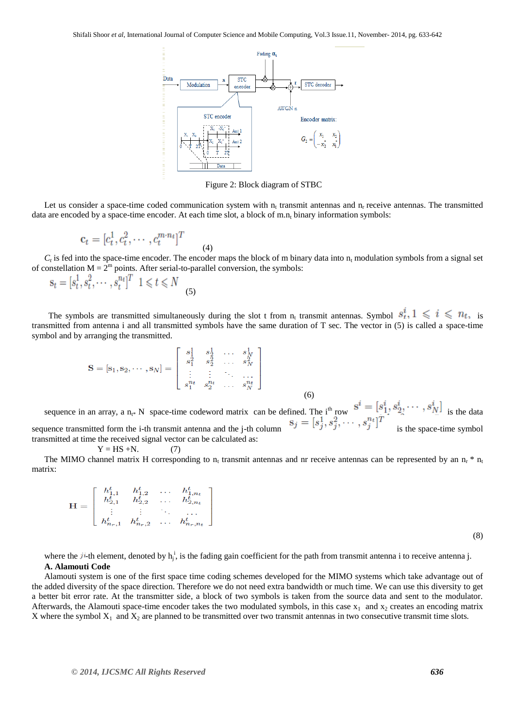Figure 2: Block diagram of STBC

Let us consider a space-time coded communication system with $n_t$ transmit antennas and $n_r$ receive antennas. The transmitted data are encoded by a space-time encoder. At each time slot, a block of m.$n_t$ binary information symbols:

$$c_t = [c_t^1, c_t^2, \cdots, c_t^{m \cdot n_t}]^T \quad (4)$$

$C_t$ is fed into the space-time encoder. The encoder maps the block of m binary data into $n_t$ modulation symbols from a signal set of constellation M = $2^m$ points. After serial-to-parallel conversion, the symbols:

$$s_t = [s_t^1, s_t^2, \cdots, s_t^{n_t}]^T \quad 1 \leqslant t \leqslant N \quad (5)$$

The symbols are transmitted simultaneously during the slot t from $n_t$ transmit antennas. Symbol $s_t^i, 1 \leqslant i \leqslant n_t,$ is transmitted from antenna i and all transmitted symbols have the same duration of T sec. The vector in (5) is called a space-time symbol and by arranging the transmitted.

$$\mathbf{S} = [\mathbf{s}_1, \mathbf{s}_2, \cdots, \mathbf{s}_N] = \begin{bmatrix} s_1^1 & s_2^1 & \ldots & s_N^1 \\ s_1^2 & s_2^2 & \ldots & s_N^2 \\ \vdots & \vdots & \ddots & \ldots \\ s_1^{n_t} & s_2^{n_t} & \ldots & s_N^{n_t} \end{bmatrix} \quad (6)$$

sequence in an array, a $n_t * N$ space-time codeword matrix can be defined. The i[th] row $s^i = [s_1^i, s_2^i, \cdots, s_N^i]$ is the data sequence transmitted form the i-th transmit antenna and the j-th column $s_j = [s_j^1, s_j^2, \cdots, s_j^{n_t}]^T$ is the space-time symbol transmitted at time the received signal vector can be calculated as:

$$Y = HS + N. \quad (7)$$

The MIMO channel matrix H corresponding to $n_t$ transmit antennas and nr receive antennas can be represented by an $n_r * n_t$ matrix:

$$\mathbf{H} = \begin{bmatrix} h_{1,1}^t & h_{1,2}^t & \ldots & h_{1,n_t}^t \\ h_{2,1}^t & h_{2,2}^t & \ldots & h_{2,n_t}^t \\ \vdots & \vdots & \ddots & \ldots \\ h_{n_r,1}^t & h_{n_r,2}^t & \ldots & h_{n_r,n_t}^t \end{bmatrix} \quad (8)$$

where the $ji$-th element, denoted by $h_j^i$, is the fading gain coefficient for the path from transmit antenna i to receive antenna j.

**A. Alamouti Code**

Alamouti system is one of the first space time coding schemes developed for the MIMO systems which take advantage out of the added diversity of the space direction. Therefore we do not need extra bandwidth or much time. We can use this diversity to get a better bit error rate. At the transmitter side, a block of two symbols is taken from the source data and sent to the modulator. Afterwards, the Alamouti space-time encoder takes the two modulated symbols, in this case $x_1$ and $x_2$ creates an encoding matrix X where the symbol $X_1$ and $X_2$ are planned to be transmitted over two transmit antennas in two consecutive transmit time slots.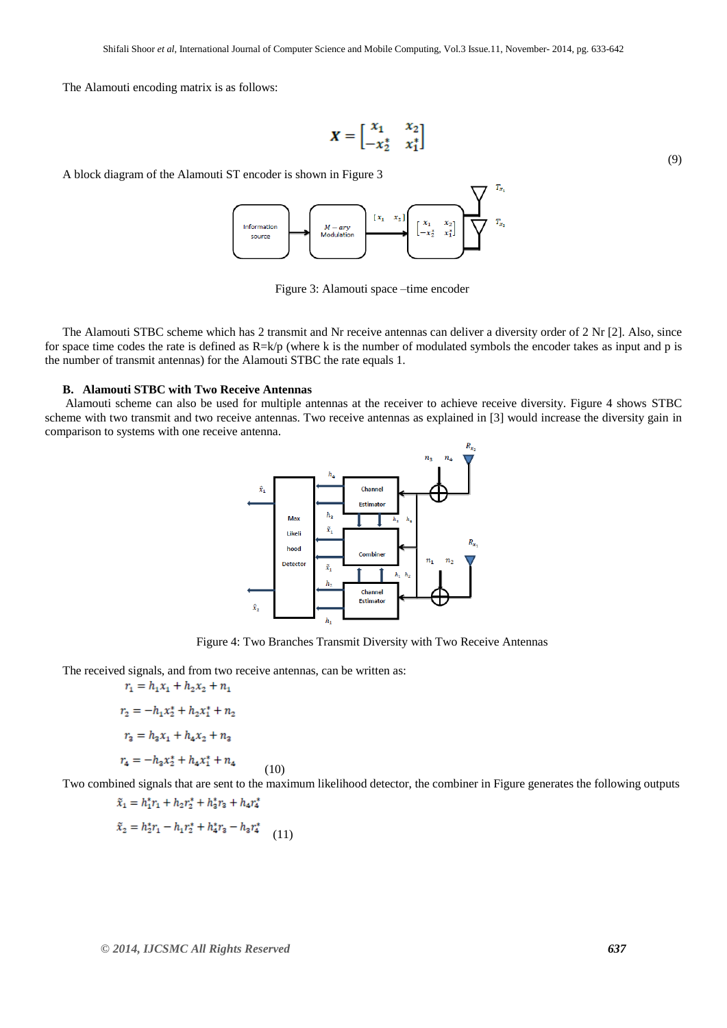The Alamouti encoding matrix is as follows:

$$\boldsymbol{X} = \begin{bmatrix} x_1 & x_2 \\ -x_2^* & x_1^* \end{bmatrix} \tag{9}$$

A block diagram of the Alamouti ST encoder is shown in Figure 3

Figure 3: Alamouti space –time encoder

The Alamouti STBC scheme which has 2 transmit and Nr receive antennas can deliver a diversity order of 2 Nr [2]. Also, since for space time codes the rate is defined as R=k/p (where k is the number of modulated symbols the encoder takes as input and p is the number of transmit antennas) for the Alamouti STBC the rate equals 1.

### B. Alamouti STBC with Two Receive Antennas

Alamouti scheme can also be used for multiple antennas at the receiver to achieve receive diversity. Figure 4 shows STBC scheme with two transmit and two receive antennas. Two receive antennas as explained in [3] would increase the diversity gain in comparison to systems with one receive antenna.

Figure 4: Two Branches Transmit Diversity with Two Receive Antennas

The received signals, and from two receive antennas, can be written as:

$$r_1 = h_1 x_1 + h_2 x_2 + n_1$$

$$r_2 = -h_1 x_2^* + h_2 x_1^* + n_2$$

$$r_3 = h_3 x_1 + h_4 x_2 + n_3$$

$$r_4 = -h_3 x_2^* + h_4 x_1^* + n_4 \tag{10}$$

Two combined signals that are sent to the maximum likelihood detector, the combiner in Figure generates the following outputs

$$\tilde{x}_1 = h_1^* r_1 + h_2 r_2^* + h_3^* r_3 + h_4 r_4^*$$

$$\tilde{x}_2 = h_2^* r_1 - h_1 r_2^* + h_4^* r_3 - h_3 r_4^* \tag{11}$$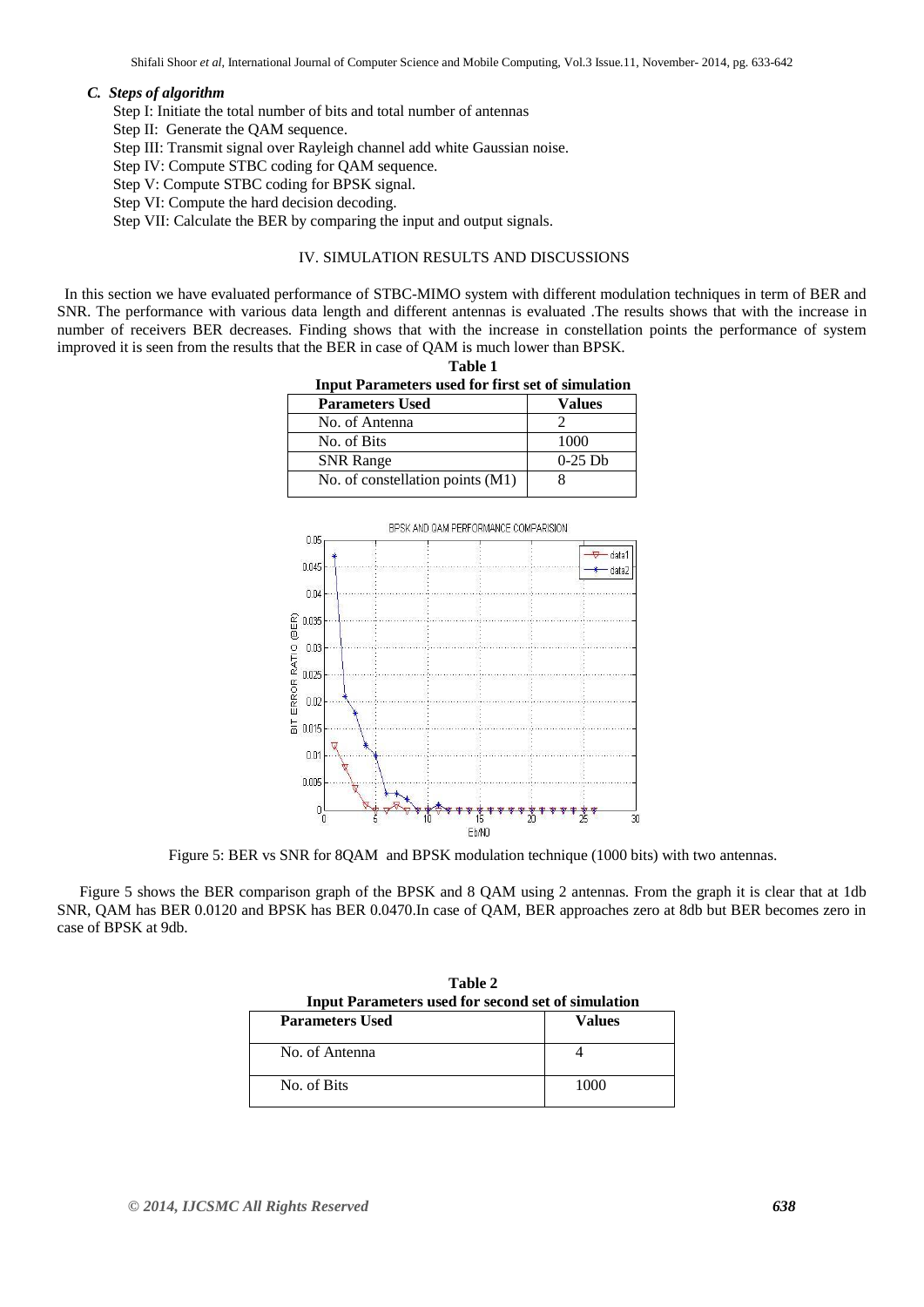### *C. Steps of algorithm*

Step I: Initiate the total number of bits and total number of antennas

Step II: Generate the QAM sequence.

Step III: Transmit signal over Rayleigh channel add white Gaussian noise.

Step IV: Compute STBC coding for QAM sequence.

Step V: Compute STBC coding for BPSK signal.

Step VI: Compute the hard decision decoding.

Step VII: Calculate the BER by comparing the input and output signals.

## IV. SIMULATION RESULTS AND DISCUSSIONS

In this section we have evaluated performance of STBC-MIMO system with different modulation techniques in term of BER and SNR. The performance with various data length and different antennas is evaluated .The results shows that with the increase in number of receivers BER decreases. Finding shows that with the increase in constellation points the performance of system improved it is seen from the results that the BER in case of QAM is much lower than BPSK.

**Table 1**

**Input Parameters used for first set of simulation**

| Parameters Used | Values |
|---|---|
| No. of Antenna | 2 |
| No. of Bits | 1000 |
| SNR Range | 0-25 Db |
| No. of constellation points (M1) | 8 |

Figure 5: BER vs SNR for 8QAM and BPSK modulation technique (1000 bits) with two antennas.

Figure 5 shows the BER comparison graph of the BPSK and 8 QAM using 2 antennas. From the graph it is clear that at 1db SNR, QAM has BER 0.0120 and BPSK has BER 0.0470.In case of QAM, BER approaches zero at 8db but BER becomes zero in case of BPSK at 9db.

**Table 2**

**Input Parameters used for second set of simulation**

| Parameters Used | Values |
|---|---|
| No. of Antenna | 4 |
| No. of Bits | 1000 |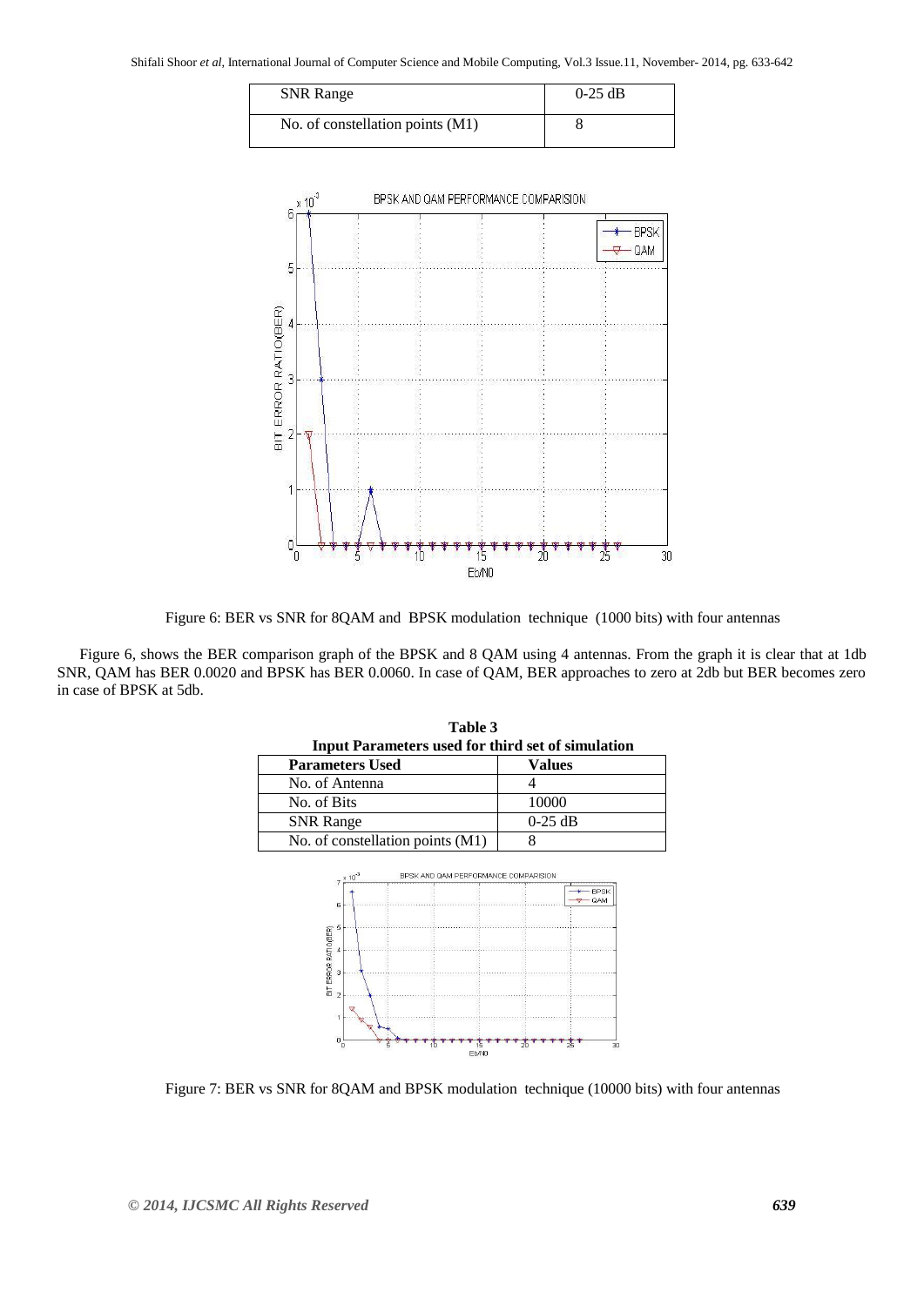| SNR Range | 0-25 dB |
|---|---|
| No. of constellation points (M1) | 8 |

Figure 6: BER vs SNR for 8QAM and BPSK modulation technique (1000 bits) with four antennas

Figure 6, shows the BER comparison graph of the BPSK and 8 QAM using 4 antennas. From the graph it is clear that at 1db SNR, QAM has BER 0.0020 and BPSK has BER 0.0060. In case of QAM, BER approaches to zero at 2db but BER becomes zero in case of BPSK at 5db.

**Table 3**
**Input Parameters used for third set of simulation**

| Parameters Used | Values |
|---|---|
| No. of Antenna | 4 |
| No. of Bits | 10000 |
| SNR Range | 0-25 dB |
| No. of constellation points (M1) | 8 |

Figure 7: BER vs SNR for 8QAM and BPSK modulation technique (10000 bits) with four antennas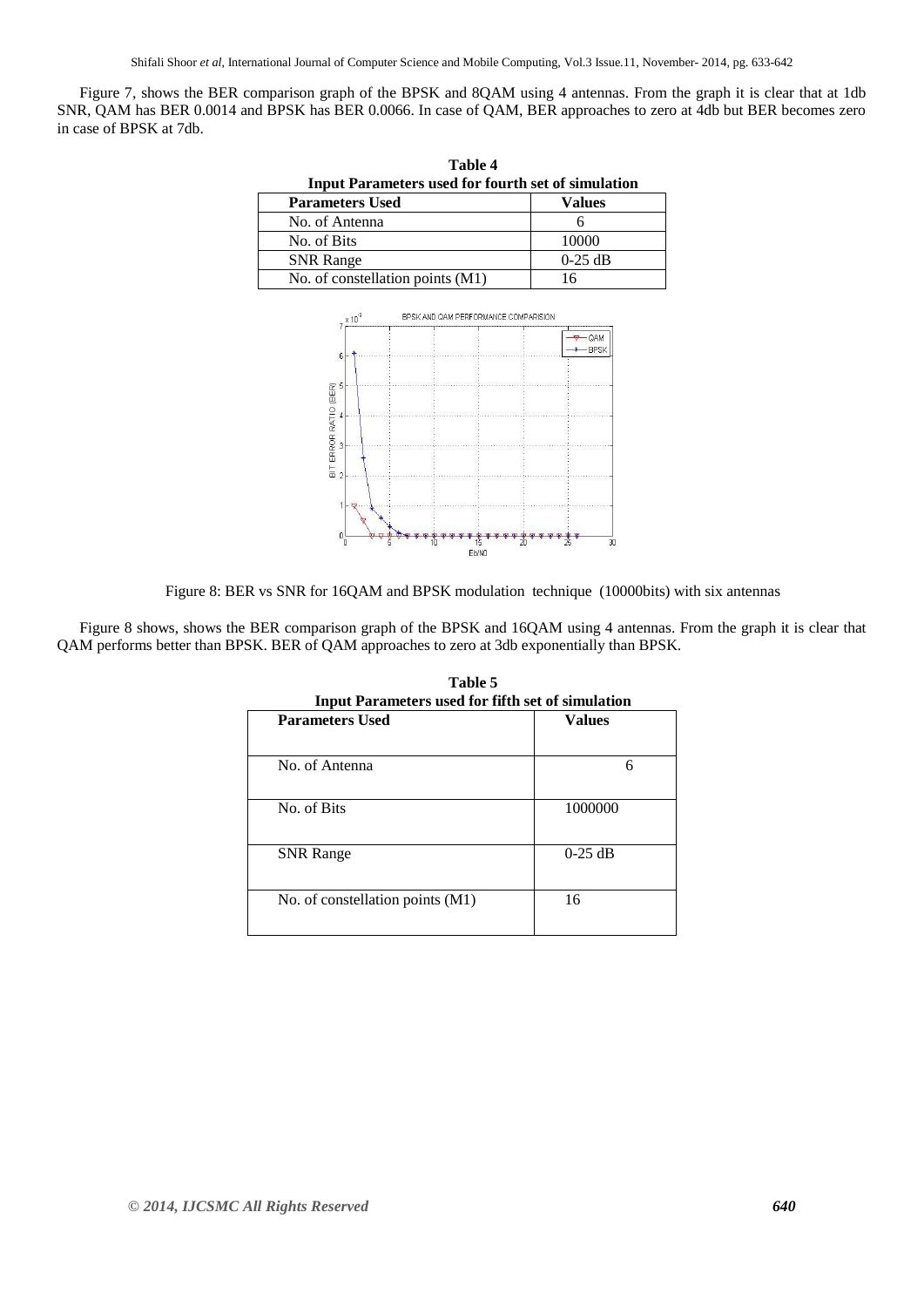Figure 7, shows the BER comparison graph of the BPSK and 8QAM using 4 antennas. From the graph it is clear that at 1db SNR, QAM has BER 0.0014 and BPSK has BER 0.0066. In case of QAM, BER approaches to zero at 4db but BER becomes zero in case of BPSK at 7db.

**Table 4**
**Input Parameters used for fourth set of simulation**

| Parameters Used | Values |
|---|---|
| No. of Antenna | 6 |
| No. of Bits | 10000 |
| SNR Range | 0-25 dB |
| No. of constellation points (M1) | 16 |

Figure 8: BER vs SNR for 16QAM and BPSK modulation technique (10000bits) with six antennas

Figure 8 shows, shows the BER comparison graph of the BPSK and 16QAM using 4 antennas. From the graph it is clear that QAM performs better than BPSK. BER of QAM approaches to zero at 3db exponentially than BPSK.

**Table 5**
**Input Parameters used for fifth set of simulation**

| Parameters Used | Values |
|---|---|
| No. of Antenna | 6 |
| No. of Bits | 1000000 |
| SNR Range | 0-25 dB |
| No. of constellation points (M1) | 16 |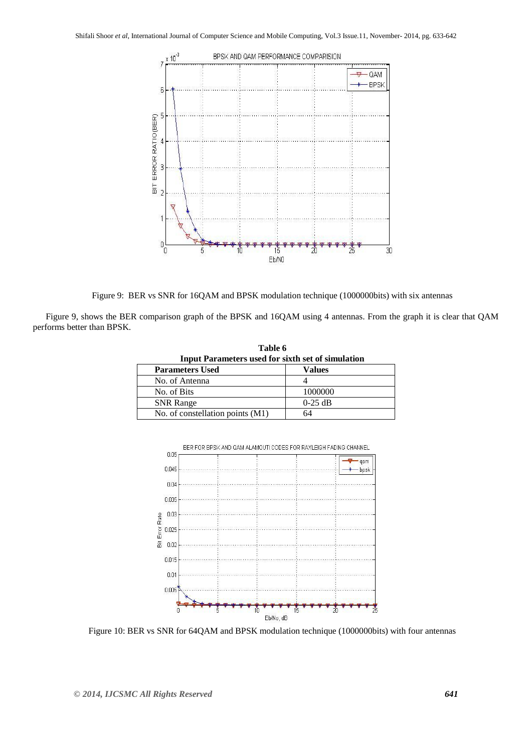Figure 9: BER vs SNR for 16QAM and BPSK modulation technique (1000000bits) with six antennas

Figure 9, shows the BER comparison graph of the BPSK and 16QAM using 4 antennas. From the graph it is clear that QAM performs better than BPSK.

**Table 6**
**Input Parameters used for sixth set of simulation**

| Parameters Used | Values |
|---|---|
| No. of Antenna | 4 |
| No. of Bits | 1000000 |
| SNR Range | 0-25 dB |
| No. of constellation points (M1) | 64 |

Figure 10: BER vs SNR for 64QAM and BPSK modulation technique (1000000bits) with four antennas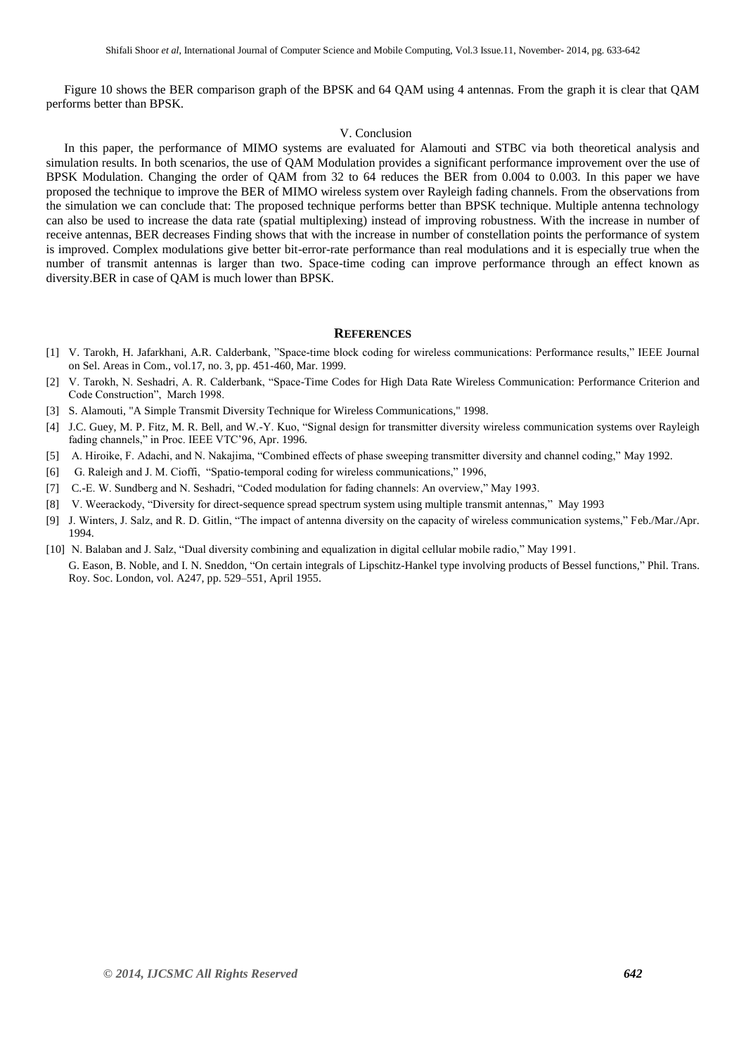Figure 10 shows the BER comparison graph of the BPSK and 64 QAM using 4 antennas. From the graph it is clear that QAM performs better than BPSK.

## V. Conclusion

In this paper, the performance of MIMO systems are evaluated for Alamouti and STBC via both theoretical analysis and simulation results. In both scenarios, the use of QAM Modulation provides a significant performance improvement over the use of BPSK Modulation. Changing the order of QAM from 32 to 64 reduces the BER from 0.004 to 0.003. In this paper we have proposed the technique to improve the BER of MIMO wireless system over Rayleigh fading channels. From the observations from the simulation we can conclude that: The proposed technique performs better than BPSK technique. Multiple antenna technology can also be used to increase the data rate (spatial multiplexing) instead of improving robustness. With the increase in number of receive antennas, BER decreases Finding shows that with the increase in number of constellation points the performance of system is improved. Complex modulations give better bit-error-rate performance than real modulations and it is especially true when the number of transmit antennas is larger than two. Space-time coding can improve performance through an effect known as diversity.BER in case of QAM is much lower than BPSK.

## REFERENCES

[1] V. Tarokh, H. Jafarkhani, A.R. Calderbank, "Space-time block coding for wireless communications: Performance results," IEEE Journal on Sel. Areas in Com., vol.17, no. 3, pp. 451-460, Mar. 1999.

[2] V. Tarokh, N. Seshadri, A. R. Calderbank, "Space-Time Codes for High Data Rate Wireless Communication: Performance Criterion and Code Construction", March 1998.

[3] S. Alamouti, "A Simple Transmit Diversity Technique for Wireless Communications," 1998.

[4] J.C. Guey, M. P. Fitz, M. R. Bell, and W.-Y. Kuo, "Signal design for transmitter diversity wireless communication systems over Rayleigh fading channels," in Proc. IEEE VTC'96, Apr. 1996.

[5] A. Hiroike, F. Adachi, and N. Nakajima, "Combined effects of phase sweeping transmitter diversity and channel coding," May 1992.

[6] G. Raleigh and J. M. Cioffi, "Spatio-temporal coding for wireless communications," 1996,

[7] C.-E. W. Sundberg and N. Seshadri, "Coded modulation for fading channels: An overview," May 1993.

[8] V. Weerackody, "Diversity for direct-sequence spread spectrum system using multiple transmit antennas," May 1993

[9] J. Winters, J. Salz, and R. D. Gitlin, "The impact of antenna diversity on the capacity of wireless communication systems," Feb./Mar./Apr. 1994.

[10] N. Balaban and J. Salz, "Dual diversity combining and equalization in digital cellular mobile radio," May 1991.

G. Eason, B. Noble, and I. N. Sneddon, "On certain integrals of Lipschitz-Hankel type involving products of Bessel functions," Phil. Trans. Roy. Soc. London, vol. A247, pp. 529–551, April 1955.